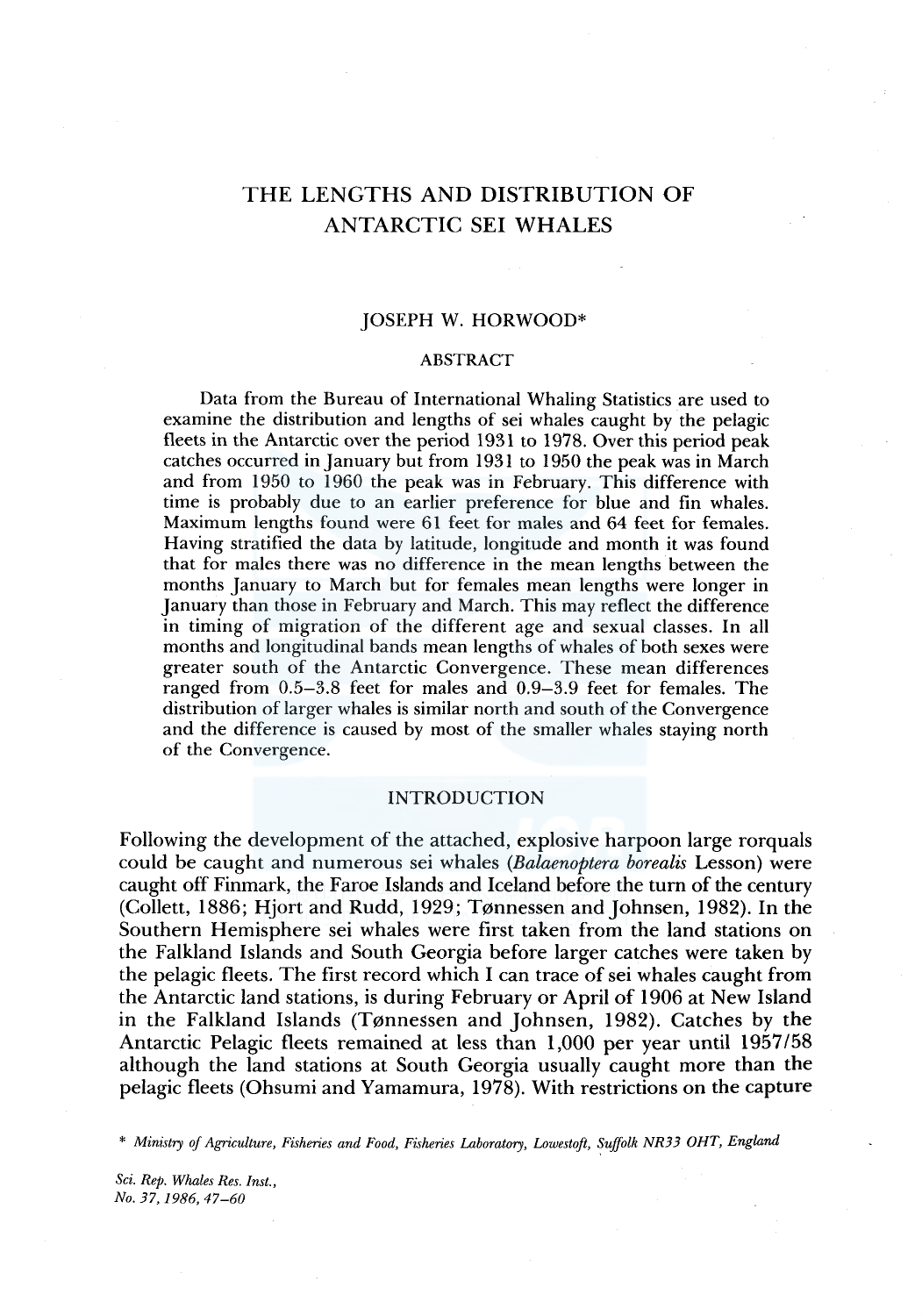# THE LENGTHS AND DISTRIBUTION OF ANTARCTIC SEI WHALES

JOSEPH W. HORWOOD*

## ABSTRACT

Data from the Bureau of International Whaling Statistics are used to examine the distribution and lengths of sei whales caught by the pelagic fleets in the Antarctic over the period 1931 to 1978. Over this period peak catches occurred in January but from 1931 to 1950 the peak was in March and from 1950 to 1960 the peak was in February. This difference with time is probably due to an earlier preference for blue and fin whales. Maximum lengths found were 61 feet for males and 64 feet for females. Having stratified the data by latitude, longitude and month it was found that for males there was no difference in the mean lengths between the months January to March but for females mean lengths were longer in January than those in February and March. This may reflect the difference in timing of migration of the different age and sexual classes. In all months and longitudinal bands mean lengths of whales of both sexes were greater south of the Antarctic Convergence. These mean differences ranged from 0.5–3.8 feet for males and 0.9–3.9 feet for females. The distribution of larger whales is similar north and south of the Convergence and the difference is caused by most of the smaller whales staying north of the Convergence.

## INTRODUCTION

Following the development of the attached, explosive harpoon large rorquals could be caught and numerous sei whales (*Balaenoptera borealis* Lesson) were caught off Finmark, the Faroe Islands and Iceland before the turn of the century (Collett, 1886; Hjort and Rudd, 1929; Tønnessen and Johnsen, 1982). In the Southern Hemisphere sei whales were first taken from the land stations on the Falkland Islands and South Georgia before larger catches were taken by the pelagic fleets. The first record which I can trace of sei whales caught from the Antarctic land stations, is during February or April of 1906 at New Island in the Falkland Islands (Tønnessen and Johnsen, 1982). Catches by the Antarctic Pelagic fleets remained at less than 1,000 per year until 1957/58 although the land stations at South Georgia usually caught more than the pelagic fleets (Ohsumi and Yamamura, 1978). With restrictions on the capture

\* *Ministry of Agriculture, Fisheries and Food, Fisheries Laboratory, Lowestoft, Suffolk NR33 OHT, England*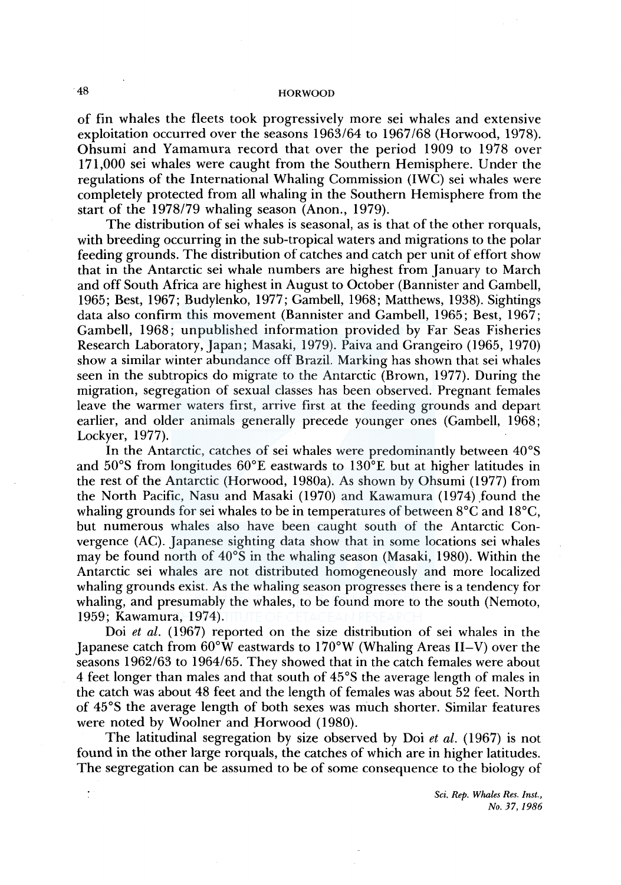of fin whales the fleets took progressively more sei whales and extensive exploitation occurred over the seasons 1963/64 to 1967/68 (Horwood, 1978). Ohsumi and Yamamura record that over the period 1909 to 1978 over 171,000 sei whales were caught from the Southern Hemisphere. Under the regulations of the International Whaling Commission (IWC) sei whales were completely protected from all whaling in the Southern Hemisphere from the start of the 1978/79 whaling season (Anon., 1979).

The distribution of sei whales is seasonal, as is that of the other rorquals, with breeding occurring in the sub-tropical waters and migrations to the polar feeding grounds. The distribution of catches and catch per unit of effort show that in the Antarctic sei whale numbers are highest from January to March and off South Africa are highest in August to October (Bannister and Gambell, 1965; Best, 1967; Budylenko, 1977; Gambell, 1968; Matthews, 1938). Sightings data also confirm this movement (Bannister and Gambell, 1965; Best, 1967; Gambell, 1968; unpublished information provided by Far Seas Fisheries Research Laboratory, Japan; Masaki, 1979). Paiva and Grangeiro (1965, 1970) show a similar winter abundance off Brazil. Marking has shown that sei whales seen in the subtropics do migrate to the Antarctic (Brown, 1977). During the migration, segregation of sexual classes has been observed. Pregnant females leave the warmer waters first, arrive first at the feeding grounds and depart earlier, and older animals generally precede younger ones (Gambell, 1968; Lockyer, 1977).

In the Antarctic, catches of sei whales were predominantly between 40°S and 50°S from longitudes 60°E eastwards to 130°E but at higher latitudes in the rest of the Antarctic (Horwood, 1980a). As shown by Ohsumi (1977) from the North Pacific, Nasu and Masaki (1970) and Kawamura (1974) found the whaling grounds for sei whales to be in temperatures of between 8°C and 18°C, but numerous whales also have been caught south of the Antarctic Convergence (AC). Japanese sighting data show that in some locations sei whales may be found north of 40°S in the whaling season (Masaki, 1980). Within the Antarctic sei whales are not distributed homogeneously and more localized whaling grounds exist. As the whaling season progresses there is a tendency for whaling, and presumably the whales, to be found more to the south (Nemoto, 1959; Kawamura, 1974).

Doi *et al.* (1967) reported on the size distribution of sei whales in the Japanese catch from 60°W eastwards to 170°W (Whaling Areas II–V) over the seasons 1962/63 to 1964/65. They showed that in the catch females were about 4 feet longer than males and that south of 45°S the average length of males in the catch was about 48 feet and the length of females was about 52 feet. North of 45°S the average length of both sexes was much shorter. Similar features were noted by Woolner and Horwood (1980).

The latitudinal segregation by size observed by Doi *et al.* (1967) is not found in the other large rorquals, the catches of which are in higher latitudes. The segregation can be assumed to be of some consequence to the biology of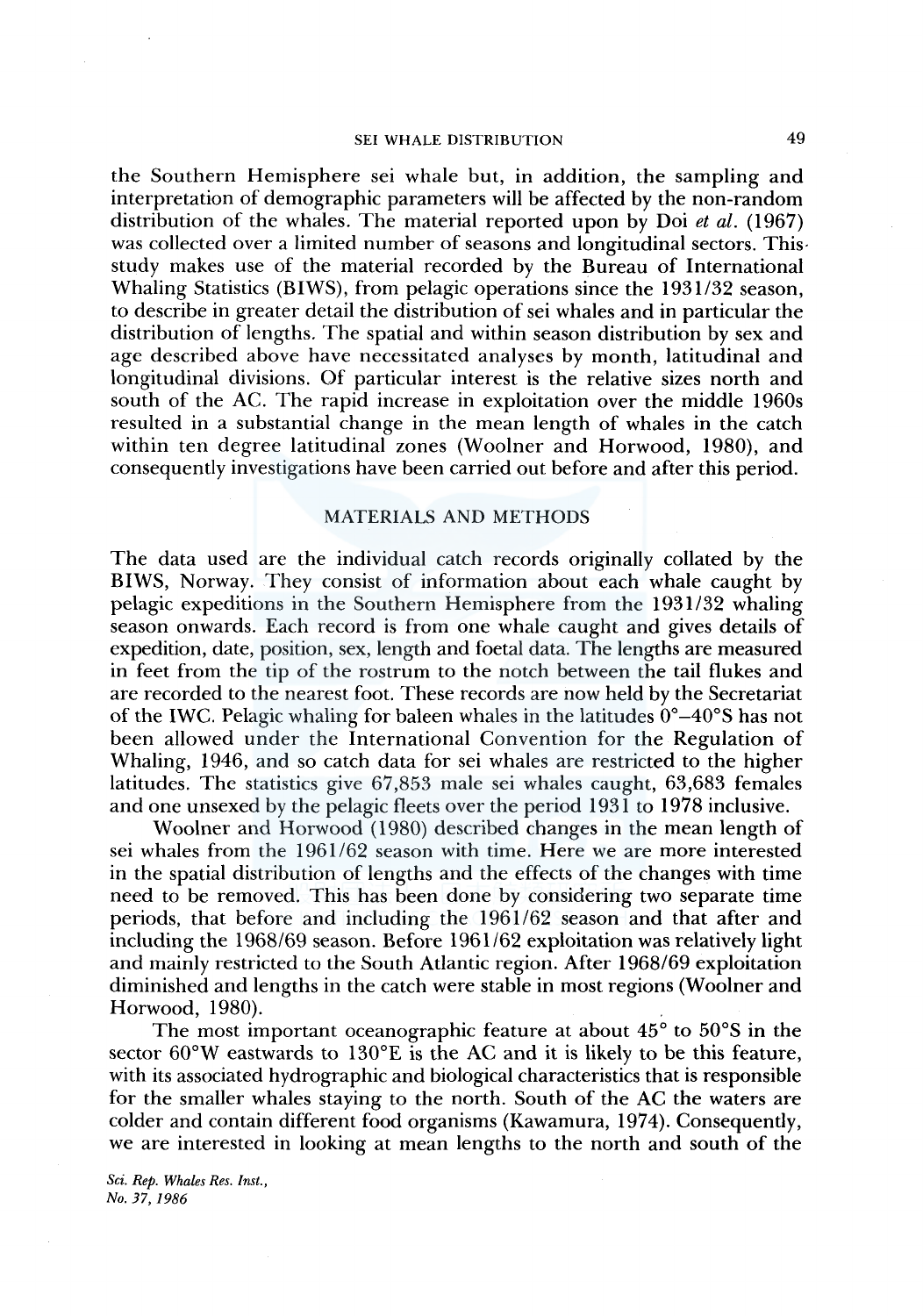the Southern Hemisphere sei whale but, in addition, the sampling and interpretation of demographic parameters will be affected by the non-random distribution of the whales. The material reported upon by Doi *et al.* (1967) was collected over a limited number of seasons and longitudinal sectors. This study makes use of the material recorded by the Bureau of International Whaling Statistics (BIWS), from pelagic operations since the 1931/32 season, to describe in greater detail the distribution of sei whales and in particular the distribution of lengths. The spatial and within season distribution by sex and age described above have necessitated analyses by month, latitudinal and longitudinal divisions. Of particular interest is the relative sizes north and south of the AC. The rapid increase in exploitation over the middle 1960s resulted in a substantial change in the mean length of whales in the catch within ten degree latitudinal zones (Woolner and Horwood, 1980), and consequently investigations have been carried out before and after this period.

## MATERIALS AND METHODS

The data used are the individual catch records originally collated by the BIWS, Norway. They consist of information about each whale caught by pelagic expeditions in the Southern Hemisphere from the 1931/32 whaling season onwards. Each record is from one whale caught and gives details of expedition, date, position, sex, length and foetal data. The lengths are measured in feet from the tip of the rostrum to the notch between the tail flukes and are recorded to the nearest foot. These records are now held by the Secretariat of the IWC. Pelagic whaling for baleen whales in the latitudes 0°–40°S has not been allowed under the International Convention for the Regulation of Whaling, 1946, and so catch data for sei whales are restricted to the higher latitudes. The statistics give 67,853 male sei whales caught, 63,683 females and one unsexed by the pelagic fleets over the period 1931 to 1978 inclusive.

Woolner and Horwood (1980) described changes in the mean length of sei whales from the 1961/62 season with time. Here we are more interested in the spatial distribution of lengths and the effects of the changes with time need to be removed. This has been done by considering two separate time periods, that before and including the 1961/62 season and that after and including the 1968/69 season. Before 1961/62 exploitation was relatively light and mainly restricted to the South Atlantic region. After 1968/69 exploitation diminished and lengths in the catch were stable in most regions (Woolner and Horwood, 1980).

The most important oceanographic feature at about 45° to 50°S in the sector 60°W eastwards to 130°E is the AC and it is likely to be this feature, with its associated hydrographic and biological characteristics that is responsible for the smaller whales staying to the north. South of the AC the waters are colder and contain different food organisms (Kawamura, 1974). Consequently, we are interested in looking at mean lengths to the north and south of the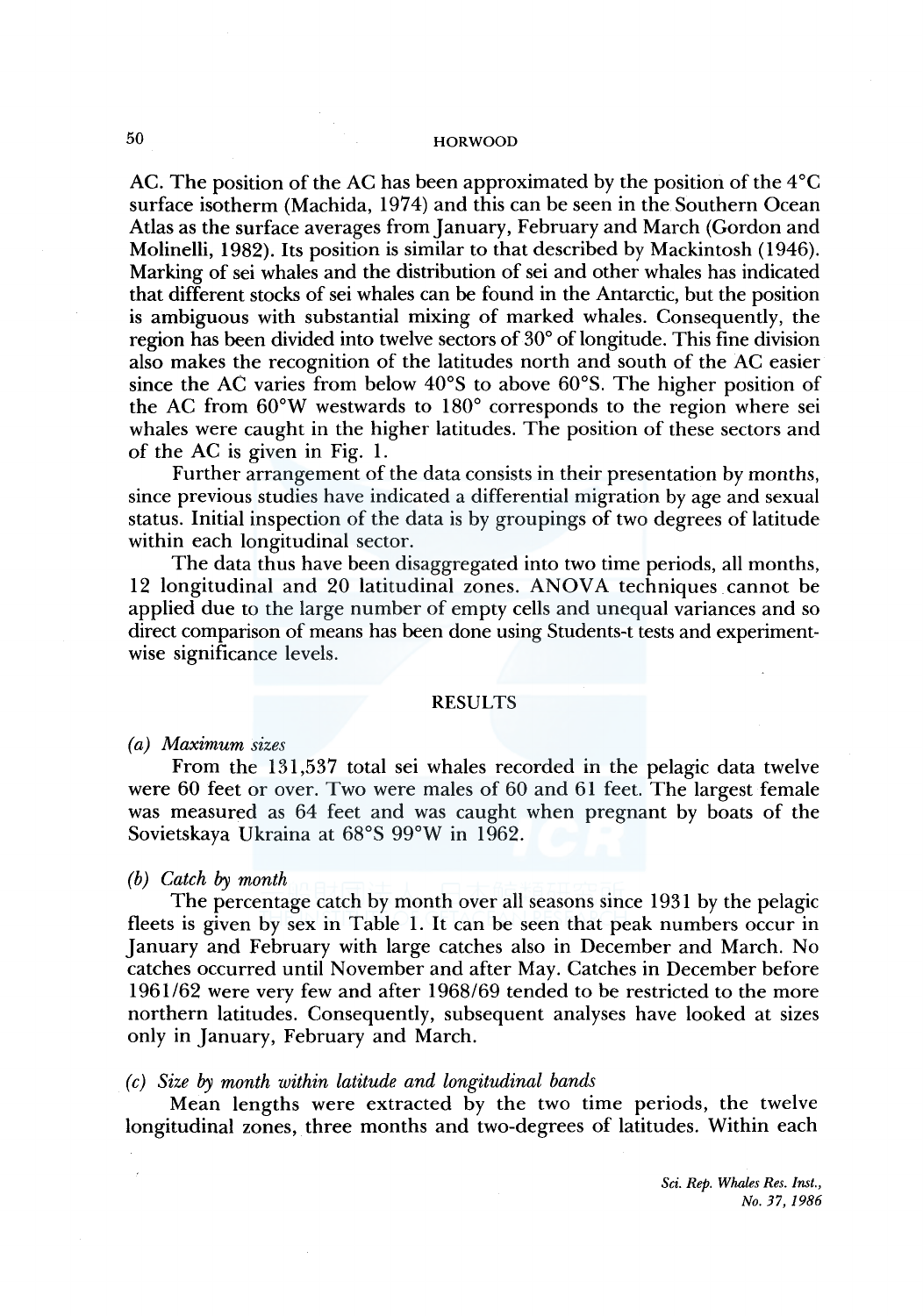AC. The position of the AC has been approximated by the position of the 4°C surface isotherm (Machida, 1974) and this can be seen in the Southern Ocean Atlas as the surface averages from January, February and March (Gordon and Molinelli, 1982). Its position is similar to that described by Mackintosh (1946). Marking of sei whales and the distribution of sei and other whales has indicated that different stocks of sei whales can be found in the Antarctic, but the position is ambiguous with substantial mixing of marked whales. Consequently, the region has been divided into twelve sectors of 30° of longitude. This fine division also makes the recognition of the latitudes north and south of the AC easier since the AC varies from below 40°S to above 60°S. The higher position of the AC from 60°W westwards to 180° corresponds to the region where sei whales were caught in the higher latitudes. The position of these sectors and of the AC is given in Fig. 1.

Further arrangement of the data consists in their presentation by months, since previous studies have indicated a differential migration by age and sexual status. Initial inspection of the data is by groupings of two degrees of latitude within each longitudinal sector.

The data thus have been disaggregated into two time periods, all months, 12 longitudinal and 20 latitudinal zones. ANOVA techniques cannot be applied due to the large number of empty cells and unequal variances and so direct comparison of means has been done using Students-t tests and experiment-wise significance levels.

## RESULTS

### *(a) Maximum sizes*

From the 131,537 total sei whales recorded in the pelagic data twelve were 60 feet or over. Two were males of 60 and 61 feet. The largest female was measured as 64 feet and was caught when pregnant by boats of the Sovietskaya Ukraina at 68°S 99°W in 1962.

### *(b) Catch by month*

The percentage catch by month over all seasons since 1931 by the pelagic fleets is given by sex in Table 1. It can be seen that peak numbers occur in January and February with large catches also in December and March. No catches occurred until November and after May. Catches in December before 1961/62 were very few and after 1968/69 tended to be restricted to the more northern latitudes. Consequently, subsequent analyses have looked at sizes only in January, February and March.

### *(c) Size by month within latitude and longitudinal bands*

Mean lengths were extracted by the two time periods, the twelve longitudinal zones, three months and two-degrees of latitudes. Within each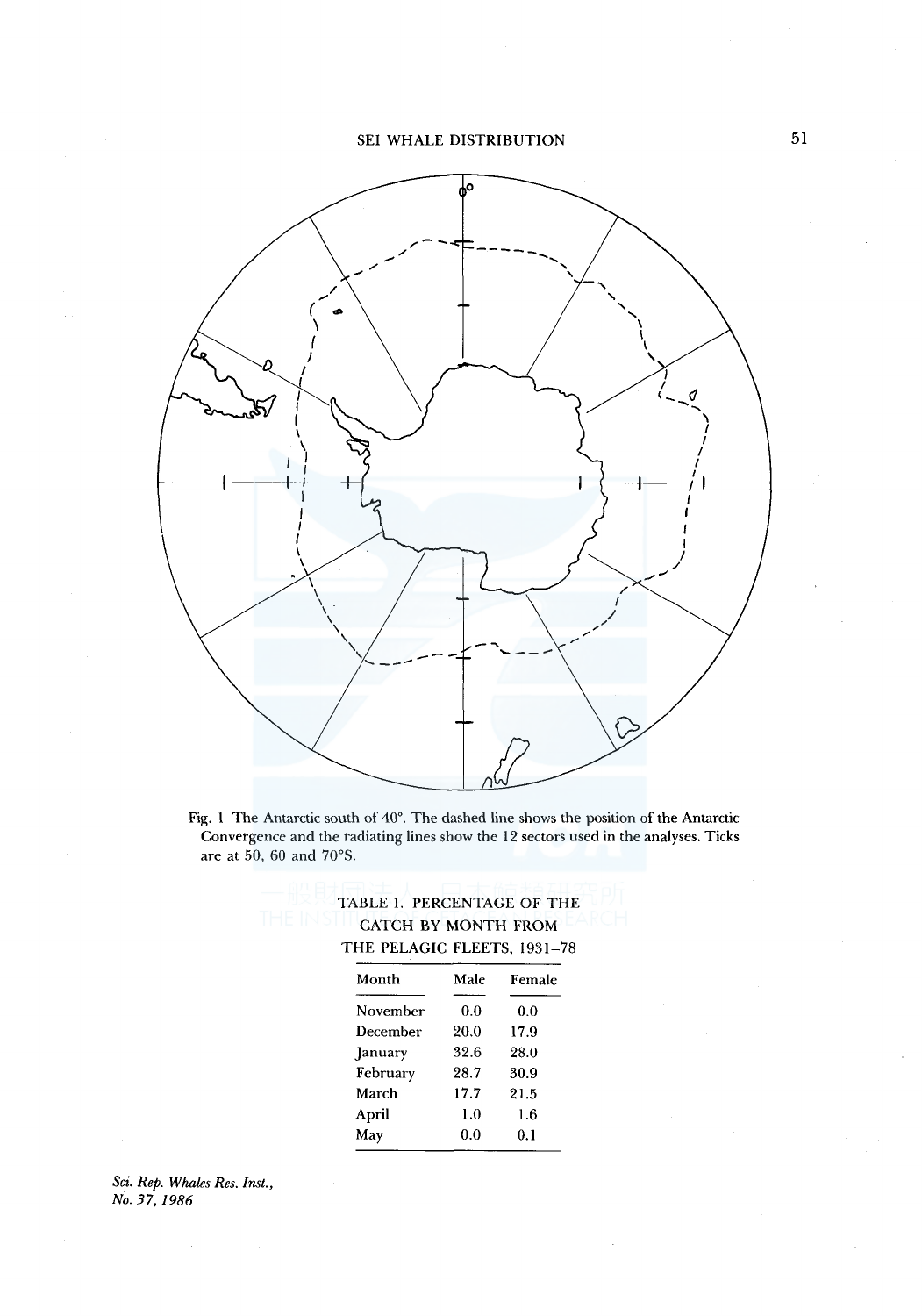Fig. 1 The Antarctic south of 40°. The dashed line shows the position of the Antarctic Convergence and the radiating lines show the 12 sectors used in the analyses. Ticks are at 50, 60 and 70°S.

TABLE 1. PERCENTAGE OF THE CATCH BY MONTH FROM THE PELAGIC FLEETS, 1931–78

| Month | Male | Female |
|---|---|---|
| November | 0.0 | 0.0 |
| December | 20.0 | 17.9 |
| January | 32.6 | 28.0 |
| February | 28.7 | 30.9 |
| March | 17.7 | 21.5 |
| April | 1.0 | 1.6 |
| May | 0.0 | 0.1 |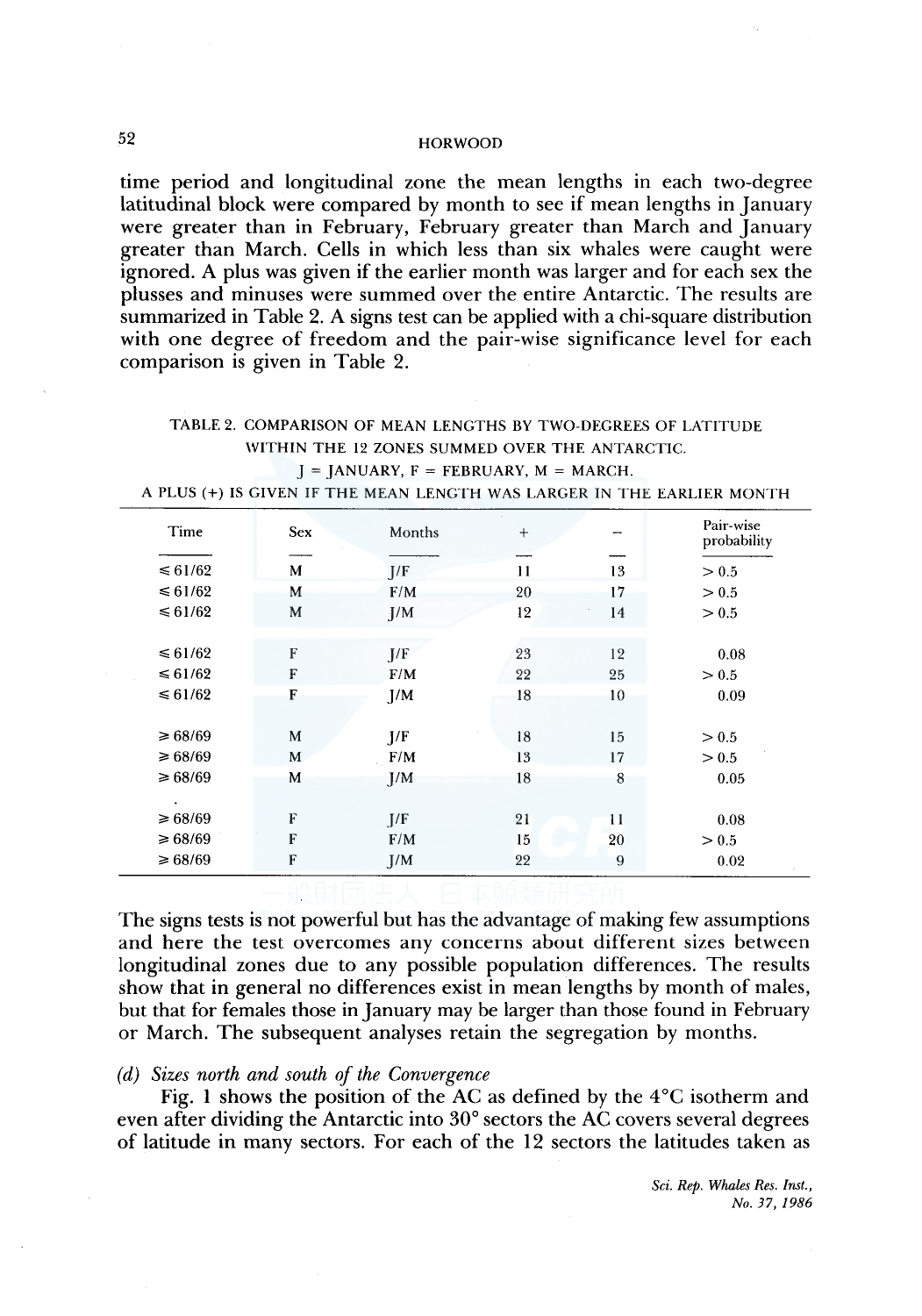time period and longitudinal zone the mean lengths in each two-degree latitudinal block were compared by month to see if mean lengths in January were greater than in February, February greater than March and January greater than March. Cells in which less than six whales were caught were ignored. A plus was given if the earlier month was larger and for each sex the plusses and minuses were summed over the entire Antarctic. The results are summarized in Table 2. A signs test can be applied with a chi-square distribution with one degree of freedom and the pair-wise significance level for each comparison is given in Table 2.

TABLE 2. COMPARISON OF MEAN LENGTHS BY TWO-DEGREES OF LATITUDE WITHIN THE 12 ZONES SUMMED OVER THE ANTARCTIC.
J = JANUARY, F = FEBRUARY, M = MARCH.
A PLUS (+) IS GIVEN IF THE MEAN LENGTH WAS LARGER IN THE EARLIER MONTH

| Time | Sex | Months | + | − | Pair-wise probability |
|---|---|---|---|---|---|
| ≤ 61/62 | M | J/F | 11 | 13 | > 0.5 |
| ≤ 61/62 | M | F/M | 20 | 17 | > 0.5 |
| ≤ 61/62 | M | J/M | 12 | 14 | > 0.5 |
| ≤ 61/62 | F | J/F | 23 | 12 | 0.08 |
| ≤ 61/62 | F | F/M | 22 | 25 | > 0.5 |
| ≤ 61/62 | F | J/M | 18 | 10 | 0.09 |
| ≥ 68/69 | M | J/F | 18 | 15 | > 0.5 |
| ≥ 68/69 | M | F/M | 13 | 17 | > 0.5 |
| ≥ 68/69 | M | J/M | 18 | 8 | 0.05 |
| ≥ 68/69 | F | J/F | 21 | 11 | 0.08 |
| ≥ 68/69 | F | F/M | 15 | 20 | > 0.5 |
| ≥ 68/69 | F | J/M | 22 | 9 | 0.02 |

The signs tests is not powerful but has the advantage of making few assumptions and here the test overcomes any concerns about different sizes between longitudinal zones due to any possible population differences. The results show that in general no differences exist in mean lengths by month of males, but that for females those in January may be larger than those found in February or March. The subsequent analyses retain the segregation by months.

### *(d) Sizes north and south of the Convergence*

Fig. 1 shows the position of the AC as defined by the 4°C isotherm and even after dividing the Antarctic into 30° sectors the AC covers several degrees of latitude in many sectors. For each of the 12 sectors the latitudes taken as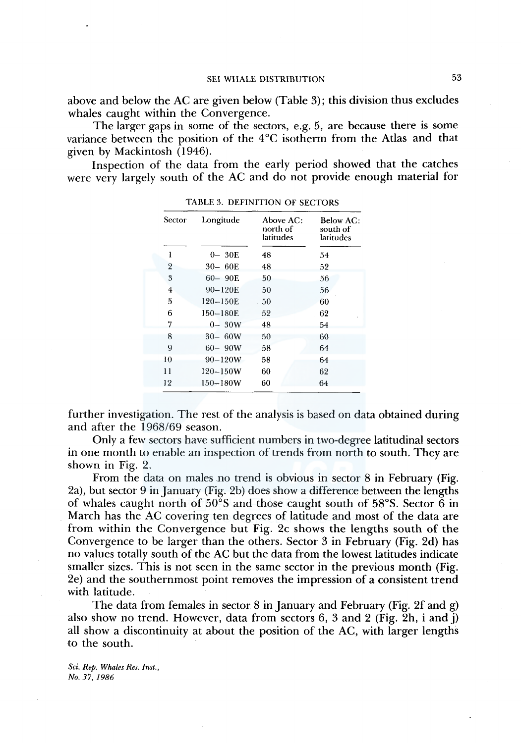above and below the AC are given below (Table 3); this division thus excludes whales caught within the Convergence.

The larger gaps in some of the sectors, e.g. 5, are because there is some variance between the position of the 4°C isotherm from the Atlas and that given by Mackintosh (1946).

Inspection of the data from the early period showed that the catches were very largely south of the AC and do not provide enough material for further investigation. The rest of the analysis is based on data obtained during and after the 1968/69 season.

TABLE 3. DEFINITION OF SECTORS

| Sector | Longitude | Above AC: north of latitudes | Below AC: south of latitudes |
|---|---|---|---|
| 1 | 0– 30E | 48 | 54 |
| 2 | 30– 60E | 48 | 52 |
| 3 | 60– 90E | 50 | 56 |
| 4 | 90–120E | 50 | 56 |
| 5 | 120–150E | 50 | 60 |
| 6 | 150–180E | 52 | 62 |
| 7 | 0– 30W | 48 | 54 |
| 8 | 30– 60W | 50 | 60 |
| 9 | 60– 90W | 58 | 64 |
| 10 | 90–120W | 58 | 64 |
| 11 | 120–150W | 60 | 62 |
| 12 | 150–180W | 60 | 64 |

Only a few sectors have sufficient numbers in two-degree latitudinal sectors in one month to enable an inspection of trends from north to south. They are shown in Fig. 2.

From the data on males no trend is obvious in sector 8 in February (Fig. 2a), but sector 9 in January (Fig. 2b) does show a difference between the lengths of whales caught north of 50°S and those caught south of 58°S. Sector 6 in March has the AC covering ten degrees of latitude and most of the data are from within the Convergence but Fig. 2c shows the lengths south of the Convergence to be larger than the others. Sector 3 in February (Fig. 2d) has no values totally south of the AC but the data from the lowest latitudes indicate smaller sizes. This is not seen in the same sector in the previous month (Fig. 2e) and the southernmost point removes the impression of a consistent trend with latitude.

The data from females in sector 8 in January and February (Fig. 2f and g) also show no trend. However, data from sectors 6, 3 and 2 (Fig. 2h, i and j) all show a discontinuity at about the position of the AC, with larger lengths to the south.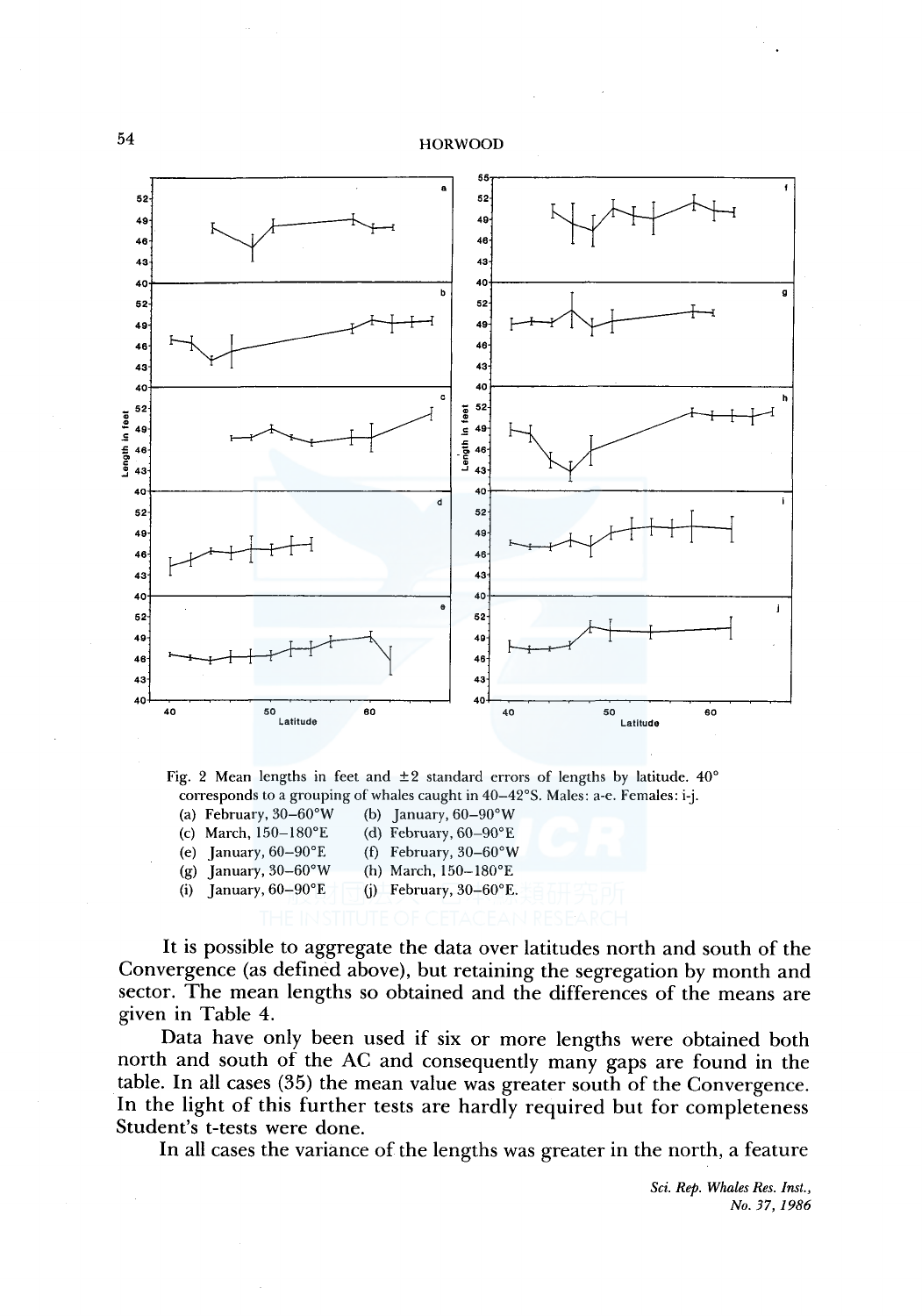Fig. 2 Mean lengths in feet and ±2 standard errors of lengths by latitude. 40° corresponds to a grouping of whales caught in 40–42°S. Males: a-e. Females: i-j.
(a) February, 30–60°W (b) January, 60–90°W
(c) March, 150–180°E (d) February, 60–90°E
(e) January, 60–90°E (f) February, 30–60°W
(g) January, 30–60°W (h) March, 150–180°E
(i) January, 60–90°E (j) February, 30–60°E.

It is possible to aggregate the data over latitudes north and south of the Convergence (as defined above), but retaining the segregation by month and sector. The mean lengths so obtained and the differences of the means are given in Table 4.

Data have only been used if six or more lengths were obtained both north and south of the AC and consequently many gaps are found in the table. In all cases (35) the mean value was greater south of the Convergence. In the light of this further tests are hardly required but for completeness Student's t-tests were done.

In all cases the variance of the lengths was greater in the north, a feature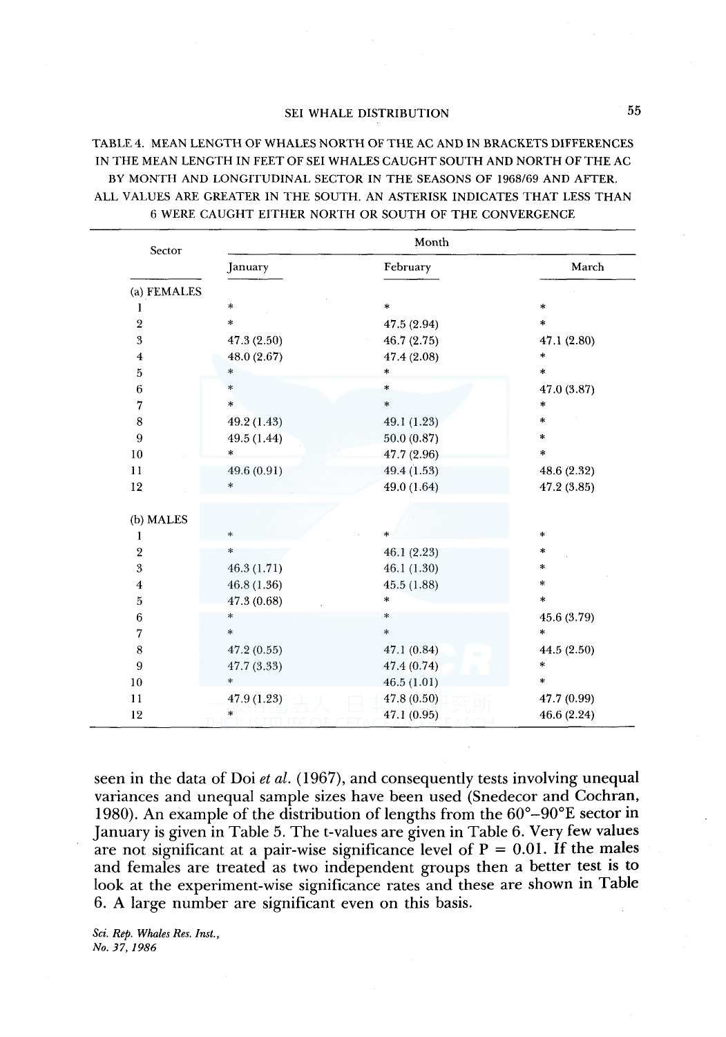TABLE 4. MEAN LENGTH OF WHALES NORTH OF THE AC AND IN BRACKETS DIFFERENCES IN THE MEAN LENGTH IN FEET OF SEI WHALES CAUGHT SOUTH AND NORTH OF THE AC BY MONTH AND LONGITUDINAL SECTOR IN THE SEASONS OF 1968/69 AND AFTER. ALL VALUES ARE GREATER IN THE SOUTH. AN ASTERISK INDICATES THAT LESS THAN 6 WERE CAUGHT EITHER NORTH OR SOUTH OF THE CONVERGENCE

| Sector | Month | | |
|---|---|---|---|
| | January | February | March |
| (a) FEMALES | | | |
| 1 | * | * | * |
| 2 | * | 47.5 (2.94) | * |
| 3 | 47.3 (2.50) | 46.7 (2.75) | 47.1 (2.80) |
| 4 | 48.0 (2.67) | 47.4 (2.08) | * |
| 5 | * | * | * |
| 6 | * | * | 47.0 (3.87) |
| 7 | * | * | * |
| 8 | 49.2 (1.43) | 49.1 (1.23) | * |
| 9 | 49.5 (1.44) | 50.0 (0.87) | * |
| 10 | * | 47.7 (2.96) | * |
| 11 | 49.6 (0.91) | 49.4 (1.53) | 48.6 (2.32) |
| 12 | * | 49.0 (1.64) | 47.2 (3.85) |
| (b) MALES | | | |
| 1 | * | * | * |
| 2 | * | 46.1 (2.23) | * |
| 3 | 46.3 (1.71) | 46.1 (1.30) | * |
| 4 | 46.8 (1.36) | 45.5 (1.88) | * |
| 5 | 47.3 (0.68) | * | * |
| 6 | * | * | 45.6 (3.79) |
| 7 | * | * | * |
| 8 | 47.2 (0.55) | 47.1 (0.84) | 44.5 (2.50) |
| 9 | 47.7 (3.33) | 47.4 (0.74) | * |
| 10 | * | 46.5 (1.01) | * |
| 11 | 47.9 (1.23) | 47.8 (0.50) | 47.7 (0.99) |
| 12 | * | 47.1 (0.95) | 46.6 (2.24) |

seen in the data of Doi *et al.* (1967), and consequently tests involving unequal variances and unequal sample sizes have been used (Snedecor and Cochran, 1980). An example of the distribution of lengths from the 60°–90°E sector in January is given in Table 5. The t-values are given in Table 6. Very few values are not significant at a pair-wise significance level of $P = 0.01$. If the males and females are treated as two independent groups then a better test is to look at the experiment-wise significance rates and these are shown in Table 6. A large number are significant even on this basis.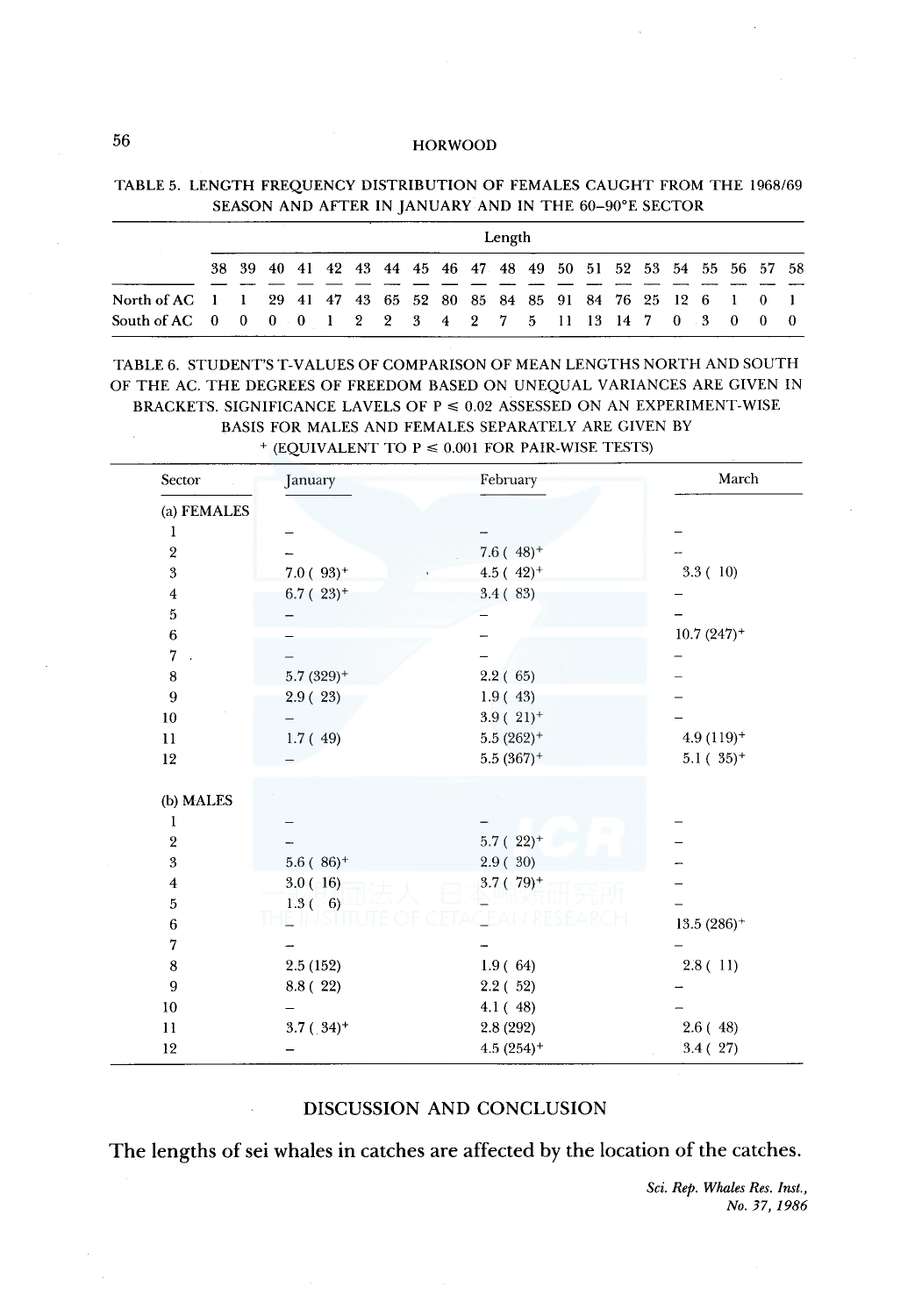TABLE 5. LENGTH FREQUENCY DISTRIBUTION OF FEMALES CAUGHT FROM THE 1968/69 SEASON AND AFTER IN JANUARY AND IN THE 60–90°E SECTOR

| | Length | | | | | | | | | | | | | | | | | | | | |
|---|---|---|---|---|---|---|---|---|---|---|---|---|---|---|---|---|---|---|---|---|---|
| | 38 | 39 | 40 | 41 | 42 | 43 | 44 | 45 | 46 | 47 | 48 | 49 | 50 | 51 | 52 | 53 | 54 | 55 | 56 | 57 | 58 |
| North of AC | 1 | 1 | 29 | 41 | 47 | 43 | 65 | 52 | 80 | 85 | 84 | 85 | 91 | 84 | 76 | 25 | 12 | 6 | 1 | 0 | 1 |
| South of AC | 0 | 0 | 0 | 0 | 1 | 2 | 2 | 3 | 4 | 2 | 7 | 5 | 11 | 13 | 14 | 7 | 0 | 3 | 0 | 0 | 0 |

TABLE 6. STUDENT'S T-VALUES OF COMPARISON OF MEAN LENGTHS NORTH AND SOUTH OF THE AC. THE DEGREES OF FREEDOM BASED ON UNEQUAL VARIANCES ARE GIVEN IN BRACKETS. SIGNIFICANCE LAVELS OF $P \leq 0.02$ ASSESSED ON AN EXPERIMENT-WISE BASIS FOR MALES AND FEMALES SEPARATELY ARE GIVEN BY $^{+}$ (EQUIVALENT TO $P \leq 0.001$ FOR PAIR-WISE TESTS)

| Sector | January | February | March |
|---|---|---|---|
| (a) FEMALES | | | |
| 1 | – | – | – |
| 2 | – | 7.6 ( 48)$^{+}$ | – |
| 3 | 7.0 ( 93)$^{+}$ | 4.5 ( 42)$^{+}$ | 3.3 ( 10) |
| 4 | 6.7 ( 23)$^{+}$ | 3.4 ( 83) | – |
| 5 | – | – | – |
| 6 | – | – | 10.7 (247)$^{+}$ |
| 7 | – | – | – |
| 8 | 5.7 (329)$^{+}$ | 2.2 ( 65) | – |
| 9 | 2.9 ( 23) | 1.9 ( 43) | – |
| 10 | – | 3.9 ( 21)$^{+}$ | – |
| 11 | 1.7 ( 49) | 5.5 (262)$^{+}$ | 4.9 (119)$^{+}$ |
| 12 | – | 5.5 (367)$^{+}$ | 5.1 ( 35)$^{+}$ |
| (b) MALES | | | |
| 1 | – | – | – |
| 2 | – | 5.7 ( 22)$^{+}$ | – |
| 3 | 5.6 ( 86)$^{+}$ | 2.9 ( 30) | – |
| 4 | 3.0 ( 16) | 3.7 ( 79)$^{+}$ | – |
| 5 | 1.3 ( 6) | – | – |
| 6 | – | – | 13.5 (286)$^{+}$ |
| 7 | – | – | – |
| 8 | 2.5 (152) | 1.9 ( 64) | 2.8 ( 11) |
| 9 | 8.8 ( 22) | 2.2 ( 52) | – |
| 10 | – | 4.1 ( 48) | – |
| 11 | 3.7 ( 34)$^{+}$ | 2.8 (292) | 2.6 ( 48) |
| 12 | – | 4.5 (254)$^{+}$ | 3.4 ( 27) |

## DISCUSSION AND CONCLUSION

The lengths of sei whales in catches are affected by the location of the catches.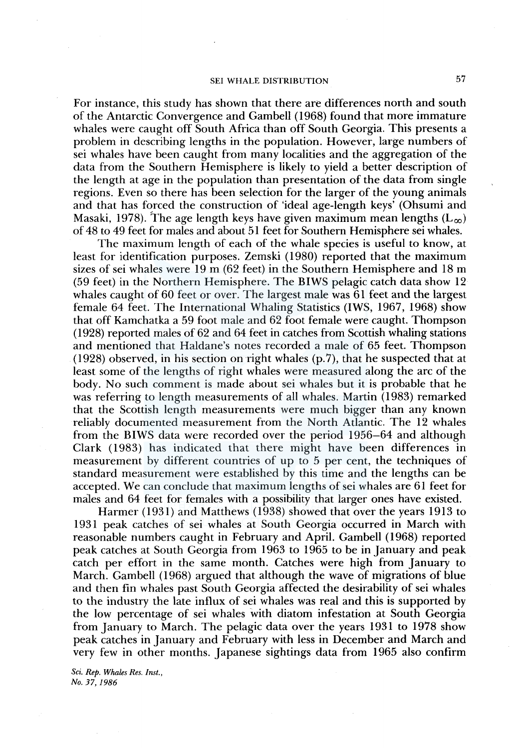For instance, this study has shown that there are differences north and south of the Antarctic Convergence and Gambell (1968) found that more immature whales were caught off South Africa than off South Georgia. This presents a problem in describing lengths in the population. However, large numbers of sei whales have been caught from many localities and the aggregation of the data from the Southern Hemisphere is likely to yield a better description of the length at age in the population than presentation of the data from single regions. Even so there has been selection for the larger of the young animals and that has forced the construction of 'ideal age-length keys' (Ohsumi and Masaki, 1978). The age length keys have given maximum mean lengths ($L_\infty$) of 48 to 49 feet for males and about 51 feet for Southern Hemisphere sei whales.

The maximum length of each of the whale species is useful to know, at least for identification purposes. Zemski (1980) reported that the maximum sizes of sei whales were 19 m (62 feet) in the Southern Hemisphere and 18 m (59 feet) in the Northern Hemisphere. The BIWS pelagic catch data show 12 whales caught of 60 feet or over. The largest male was 61 feet and the largest female 64 feet. The International Whaling Statistics (IWS, 1967, 1968) show that off Kamchatka a 59 foot male and 62 foot female were caught. Thompson (1928) reported males of 62 and 64 feet in catches from Scottish whaling stations and mentioned that Haldane's notes recorded a male of 65 feet. Thompson (1928) observed, in his section on right whales (p.7), that he suspected that at least some of the lengths of right whales were measured along the arc of the body. No such comment is made about sei whales but it is probable that he was referring to length measurements of all whales. Martin (1983) remarked that the Scottish length measurements were much bigger than any known reliably documented measurement from the North Atlantic. The 12 whales from the BIWS data were recorded over the period 1956–64 and although Clark (1983) has indicated that there might have been differences in measurement by different countries of up to 5 per cent, the techniques of standard measurement were established by this time and the lengths can be accepted. We can conclude that maximum lengths of sei whales are 61 feet for males and 64 feet for females with a possibility that larger ones have existed.

Harmer (1931) and Matthews (1938) showed that over the years 1913 to 1931 peak catches of sei whales at South Georgia occurred in March with reasonable numbers caught in February and April. Gambell (1968) reported peak catches at South Georgia from 1963 to 1965 to be in January and peak catch per effort in the same month. Catches were high from January to March. Gambell (1968) argued that although the wave of migrations of blue and then fin whales past South Georgia affected the desirability of sei whales to the industry the late influx of sei whales was real and this is supported by the low percentage of sei whales with diatom infestation at South Georgia from January to March. The pelagic data over the years 1931 to 1978 show peak catches in January and February with less in December and March and very few in other months. Japanese sightings data from 1965 also confirm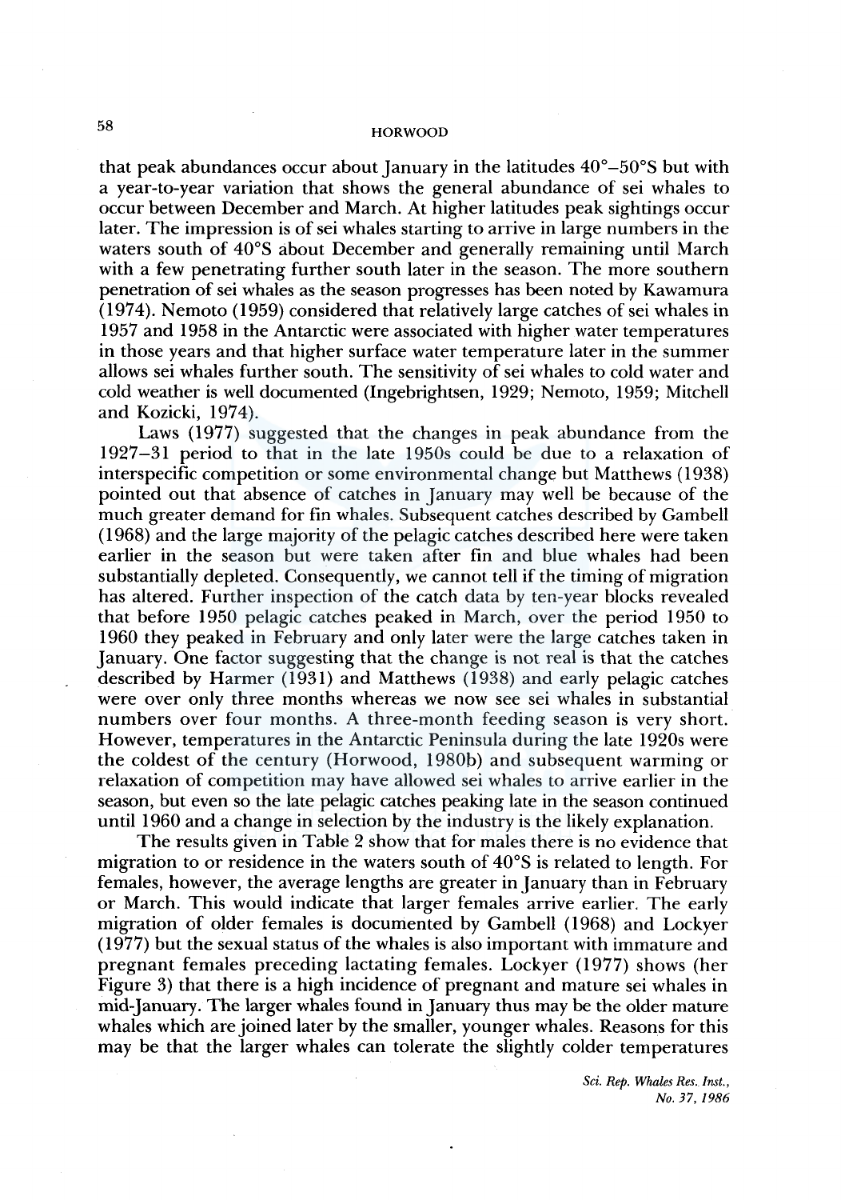that peak abundances occur about January in the latitudes 40°–50°S but with a year-to-year variation that shows the general abundance of sei whales to occur between December and March. At higher latitudes peak sightings occur later. The impression is of sei whales starting to arrive in large numbers in the waters south of 40°S about December and generally remaining until March with a few penetrating further south later in the season. The more southern penetration of sei whales as the season progresses has been noted by Kawamura (1974). Nemoto (1959) considered that relatively large catches of sei whales in 1957 and 1958 in the Antarctic were associated with higher water temperatures in those years and that higher surface water temperature later in the summer allows sei whales further south. The sensitivity of sei whales to cold water and cold weather is well documented (Ingebrightsen, 1929; Nemoto, 1959; Mitchell and Kozicki, 1974).

Laws (1977) suggested that the changes in peak abundance from the 1927–31 period to that in the late 1950s could be due to a relaxation of interspecific competition or some environmental change but Matthews (1938) pointed out that absence of catches in January may well be because of the much greater demand for fin whales. Subsequent catches described by Gambell (1968) and the large majority of the pelagic catches described here were taken earlier in the season but were taken after fin and blue whales had been substantially depleted. Consequently, we cannot tell if the timing of migration has altered. Further inspection of the catch data by ten-year blocks revealed that before 1950 pelagic catches peaked in March, over the period 1950 to 1960 they peaked in February and only later were the large catches taken in January. One factor suggesting that the change is not real is that the catches described by Harmer (1931) and Matthews (1938) and early pelagic catches were over only three months whereas we now see sei whales in substantial numbers over four months. A three-month feeding season is very short. However, temperatures in the Antarctic Peninsula during the late 1920s were the coldest of the century (Horwood, 1980b) and subsequent warming or relaxation of competition may have allowed sei whales to arrive earlier in the season, but even so the late pelagic catches peaking late in the season continued until 1960 and a change in selection by the industry is the likely explanation.

The results given in Table 2 show that for males there is no evidence that migration to or residence in the waters south of 40°S is related to length. For females, however, the average lengths are greater in January than in February or March. This would indicate that larger females arrive earlier. The early migration of older females is documented by Gambell (1968) and Lockyer (1977) but the sexual status of the whales is also important with immature and pregnant females preceding lactating females. Lockyer (1977) shows (her Figure 3) that there is a high incidence of pregnant and mature sei whales in mid-January. The larger whales found in January thus may be the older mature whales which are joined later by the smaller, younger whales. Reasons for this may be that the larger whales can tolerate the slightly colder temperatures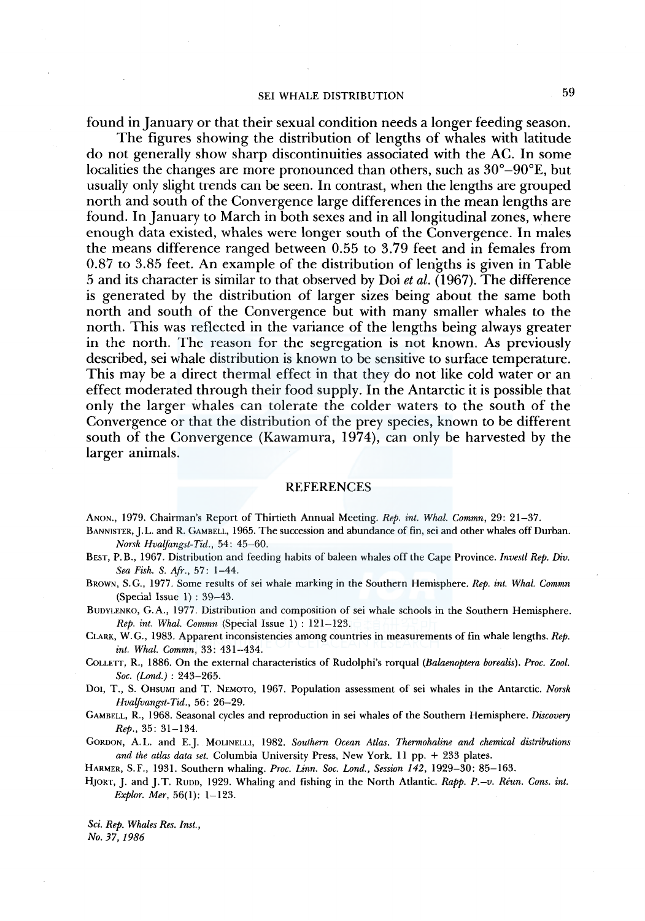found in January or that their sexual condition needs a longer feeding season.

The figures showing the distribution of lengths of whales with latitude do not generally show sharp discontinuities associated with the AC. In some localities the changes are more pronounced than others, such as 30°–90°E, but usually only slight trends can be seen. In contrast, when the lengths are grouped north and south of the Convergence large differences in the mean lengths are found. In January to March in both sexes and in all longitudinal zones, where enough data existed, whales were longer south of the Convergence. In males the means difference ranged between 0.55 to 3.79 feet and in females from 0.87 to 3.85 feet. An example of the distribution of lengths is given in Table 5 and its character is similar to that observed by Doi *et al.* (1967). The difference is generated by the distribution of larger sizes being about the same both north and south of the Convergence but with many smaller whales to the north. This was reflected in the variance of the lengths being always greater in the north. The reason for the segregation is not known. As previously described, sei whale distribution is known to be sensitive to surface temperature. This may be a direct thermal effect in that they do not like cold water or an effect moderated through their food supply. In the Antarctic it is possible that only the larger whales can tolerate the colder waters to the south of the Convergence or that the distribution of the prey species, known to be different south of the Convergence (Kawamura, 1974), can only be harvested by the larger animals.

## REFERENCES

Anon., 1979. Chairman's Report of Thirtieth Annual Meeting. *Rep. int. Whal. Commn*, 29: 21–37.

Bannister, J.L. and R. Gambell, 1965. The succession and abundance of fin, sei and other whales off Durban. *Norsk Hvalfangst-Tid.*, 54: 45–60.

Best, P.B., 1967. Distribution and feeding habits of baleen whales off the Cape Province. *Investl Rep. Div. Sea Fish. S. Afr.*, 57: 1–44.

Brown, S.G., 1977. Some results of sei whale marking in the Southern Hemisphere. *Rep. int. Whal. Commn* (Special Issue 1) : 39–43.

Budylenko, G.A., 1977. Distribution and composition of sei whale schools in the Southern Hemisphere. *Rep. int. Whal. Commn* (Special Issue 1) : 121–123.

Clark, W.G., 1983. Apparent inconsistencies among countries in measurements of fin whale lengths. *Rep. int. Whal. Commn*, 33: 431–434.

Collett, R., 1886. On the external characteristics of Rudolphi's rorqual (*Balaenoptera borealis*). *Proc. Zool. Soc. (Lond.)* : 243–265.

Doi, T., S. Ohsumi and T. Nemoto, 1967. Population assessment of sei whales in the Antarctic. *Norsk Hvalfvangst-Tid.*, 56: 26–29.

Gambell, R., 1968. Seasonal cycles and reproduction in sei whales of the Southern Hemisphere. *Discovery Rep.*, 35: 31–134.

Gordon, A.L. and E.J. Molinelli, 1982. *Southern Ocean Atlas. Thermohaline and chemical distributions and the atlas data set.* Columbia University Press, New York. 11 pp. + 233 plates.

Harmer, S.F., 1931. Southern whaling. *Proc. Linn. Soc. Lond., Session 142*, 1929–30: 85–163.

Hjort, J. and J.T. Rudd, 1929. Whaling and fishing in the North Atlantic. *Rapp. P.–v. Réun. Cons. int. Explor. Mer*, 56(1): 1–123.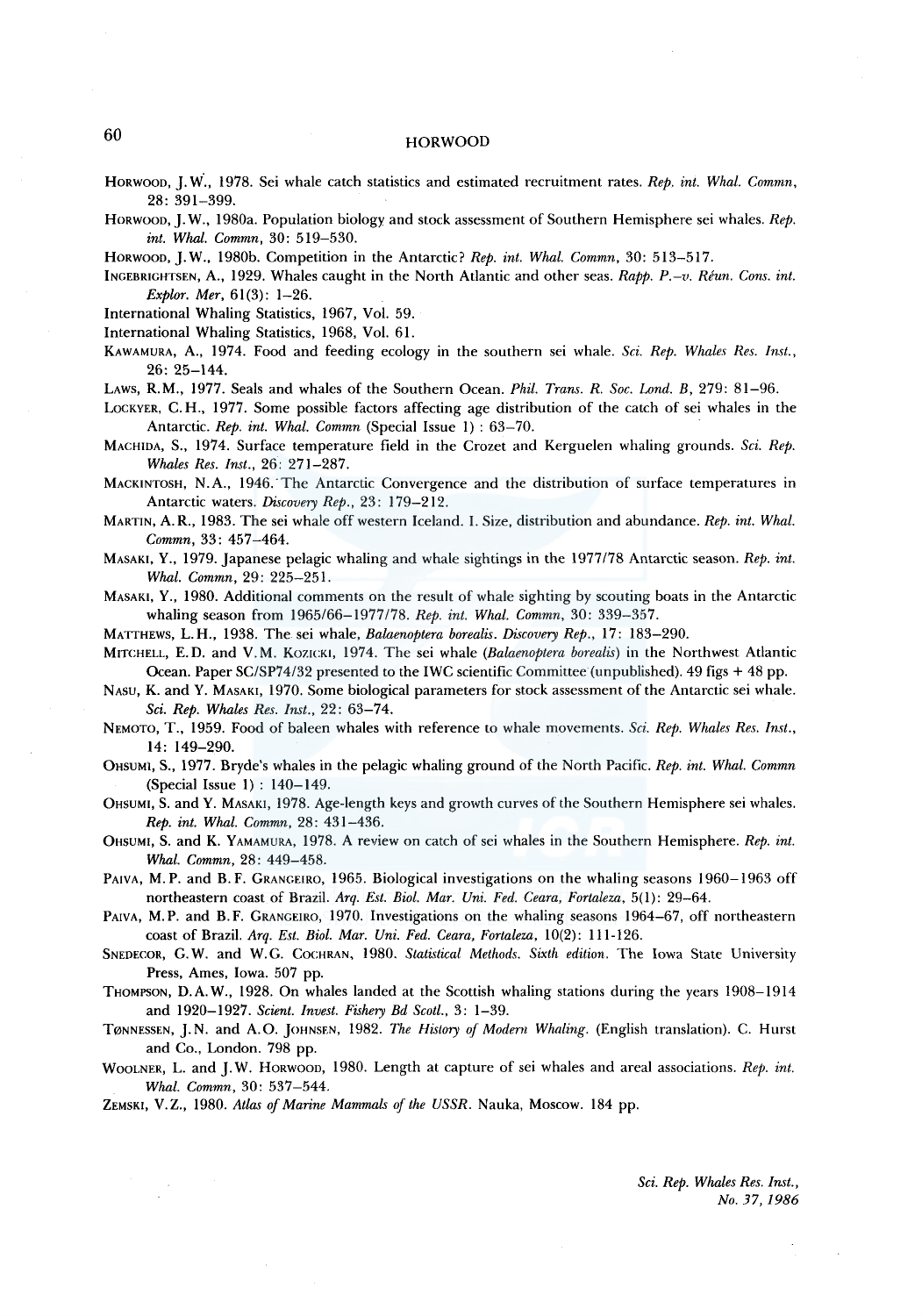HORWOOD, J.W., 1978. Sei whale catch statistics and estimated recruitment rates. *Rep. int. Whal. Commn*, 28: 391–399.

HORWOOD, J.W., 1980a. Population biology and stock assessment of Southern Hemisphere sei whales. *Rep. int. Whal. Commn*, 30: 519–530.

HORWOOD, J.W., 1980b. Competition in the Antarctic? *Rep. int. Whal. Commn*, 30: 513–517.

INGEBRIGHTSEN, A., 1929. Whales caught in the North Atlantic and other seas. *Rapp. P.-v. Réun. Cons. int. Explor. Mer*, 61(3): 1–26.

International Whaling Statistics, 1967, Vol. 59.

International Whaling Statistics, 1968, Vol. 61.

KAWAMURA, A., 1974. Food and feeding ecology in the southern sei whale. *Sci. Rep. Whales Res. Inst.*, 26: 25–144.

LAWS, R.M., 1977. Seals and whales of the Southern Ocean. *Phil. Trans. R. Soc. Lond. B*, 279: 81–96.

LOCKYER, C.H., 1977. Some possible factors affecting age distribution of the catch of sei whales in the Antarctic. *Rep. int. Whal. Commn* (Special Issue 1) : 63–70.

MACHIDA, S., 1974. Surface temperature field in the Crozet and Kerguelen whaling grounds. *Sci. Rep. Whales Res. Inst.*, 26: 271–287.

MACKINTOSH, N.A., 1946. The Antarctic Convergence and the distribution of surface temperatures in Antarctic waters. *Discovery Rep.*, 23: 179–212.

MARTIN, A.R., 1983. The sei whale off western Iceland. I. Size, distribution and abundance. *Rep. int. Whal. Commn*, 33: 457–464.

MASAKI, Y., 1979. Japanese pelagic whaling and whale sightings in the 1977/78 Antarctic season. *Rep. int. Whal. Commn*, 29: 225–251.

MASAKI, Y., 1980. Additional comments on the result of whale sighting by scouting boats in the Antarctic whaling season from 1965/66–1977/78. *Rep. int. Whal. Commn*, 30: 339–357.

MATTHEWS, L.H., 1938. The sei whale, *Balaenoptera borealis*. *Discovery Rep.*, 17: 183–290.

MITCHELL, E.D. and V.M. KOZICKI, 1974. The sei whale (*Balaenoptera borealis*) in the Northwest Atlantic Ocean. Paper SC/SP74/32 presented to the IWC scientific Committee (unpublished). 49 figs + 48 pp.

NASU, K. and Y. MASAKI, 1970. Some biological parameters for stock assessment of the Antarctic sei whale. *Sci. Rep. Whales Res. Inst.*, 22: 63–74.

NEMOTO, T., 1959. Food of baleen whales with reference to whale movements. *Sci. Rep. Whales Res. Inst.*, 14: 149–290.

OHSUMI, S., 1977. Bryde's whales in the pelagic whaling ground of the North Pacific. *Rep. int. Whal. Commn* (Special Issue 1) : 140–149.

OHSUMI, S. and Y. MASAKI, 1978. Age-length keys and growth curves of the Southern Hemisphere sei whales. *Rep. int. Whal. Commn*, 28: 431–436.

OHSUMI, S. and K. YAMAMURA, 1978. A review on catch of sei whales in the Southern Hemisphere. *Rep. int. Whal. Commn*, 28: 449–458.

PAIVA, M.P. and B.F. GRANGEIRO, 1965. Biological investigations on the whaling seasons 1960–1963 off northeastern coast of Brazil. *Arq. Est. Biol. Mar. Uni. Fed. Ceara, Fortaleza*, 5(1): 29–64.

PAIVA, M.P. and B.F. GRANGEIRO, 1970. Investigations on the whaling seasons 1964–67, off northeastern coast of Brazil. *Arq. Est. Biol. Mar. Uni. Fed. Ceara, Fortaleza*, 10(2): 111-126.

SNEDECOR, G.W. and W.G. COCHRAN, 1980. *Statistical Methods. Sixth edition*. The Iowa State University Press, Ames, Iowa. 507 pp.

THOMPSON, D.A.W., 1928. On whales landed at the Scottish whaling stations during the years 1908–1914 and 1920–1927. *Scient. Invest. Fishery Bd Scotl.*, 3: 1–39.

TØNNESSEN, J.N. and A.O. JOHNSEN, 1982. *The History of Modern Whaling*. (English translation). C. Hurst and Co., London. 798 pp.

WOOLNER, L. and J.W. HORWOOD, 1980. Length at capture of sei whales and areal associations. *Rep. int. Whal. Commn*, 30: 537–544.

ZEMSKI, V.Z., 1980. *Atlas of Marine Mammals of the USSR*. Nauka, Moscow. 184 pp.